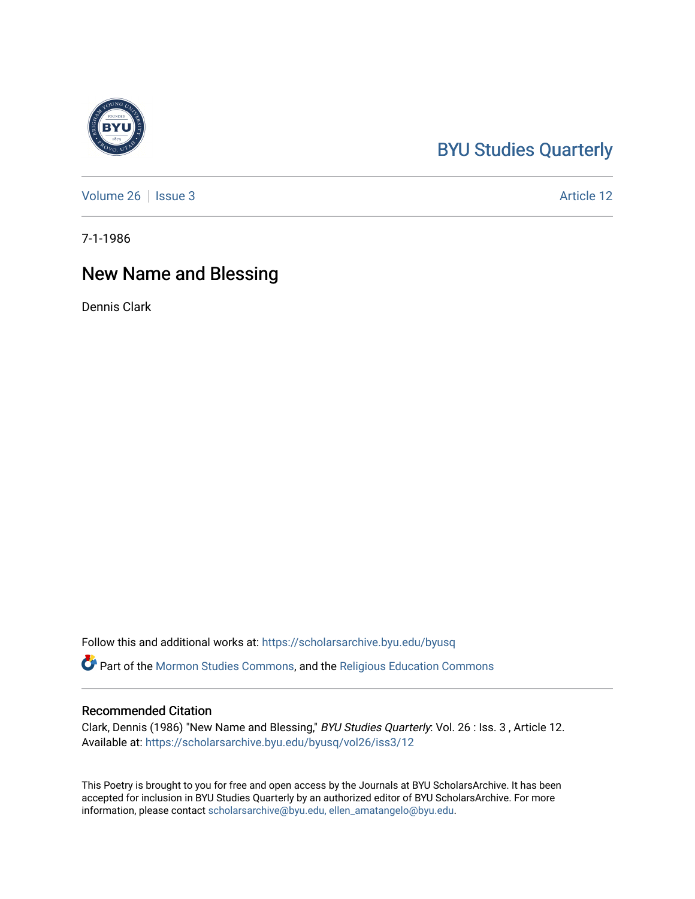BYU Studies Quarterly

Volume 26 | Issue 3 | Article 12

7-1-1986

# New Name and Blessing

Dennis Clark

Follow this and additional works at: https://scholarsarchive.byu.edu/byusq

Part of the Mormon Studies Commons, and the Religious Education Commons

## Recommended Citation

Clark, Dennis (1986) "New Name and Blessing," *BYU Studies Quarterly*: Vol. 26 : Iss. 3 , Article 12.
Available at: https://scholarsarchive.byu.edu/byusq/vol26/iss3/12

This Poetry is brought to you for free and open access by the Journals at BYU ScholarsArchive. It has been accepted for inclusion in BYU Studies Quarterly by an authorized editor of BYU ScholarsArchive. For more information, please contact scholarsarchive@byu.edu, ellen_amatangelo@byu.edu.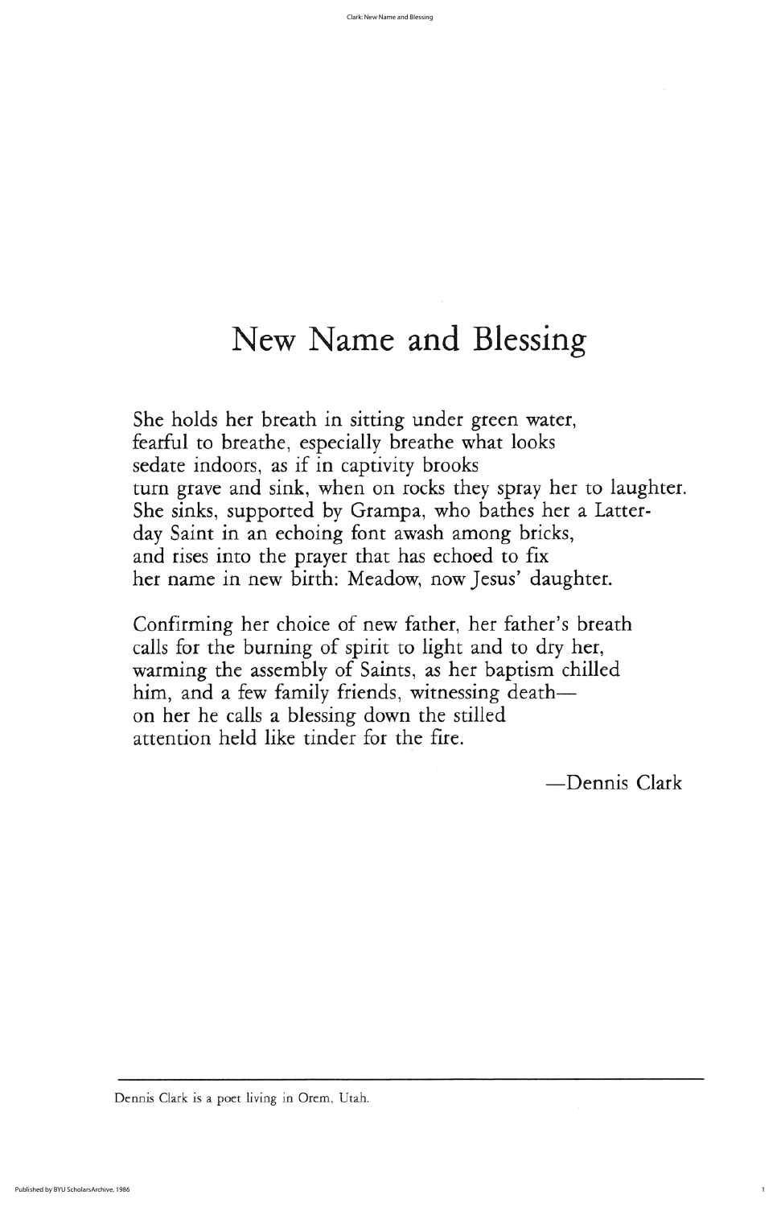# New Name and Blessing

She holds her breath in sitting under green water,
fearful to breathe, especially breathe what looks
sedate indoors, as if in captivity brooks
turn grave and sink, when on rocks they spray her to laughter.
She sinks, supported by Grampa, who bathes her a Latter-
day Saint in an echoing font awash among bricks,
and rises into the prayer that has echoed to fix
her name in new birth: Meadow, now Jesus' daughter.

Confirming her choice of new father, her father's breath
calls for the burning of spirit to light and to dry her,
warming the assembly of Saints, as her baptism chilled
him, and a few family friends, witnessing death—
on her he calls a blessing down the stilled
attention held like tinder for the fire.

—Dennis Clark

---

Dennis Clark is a poet living in Orem, Utah.